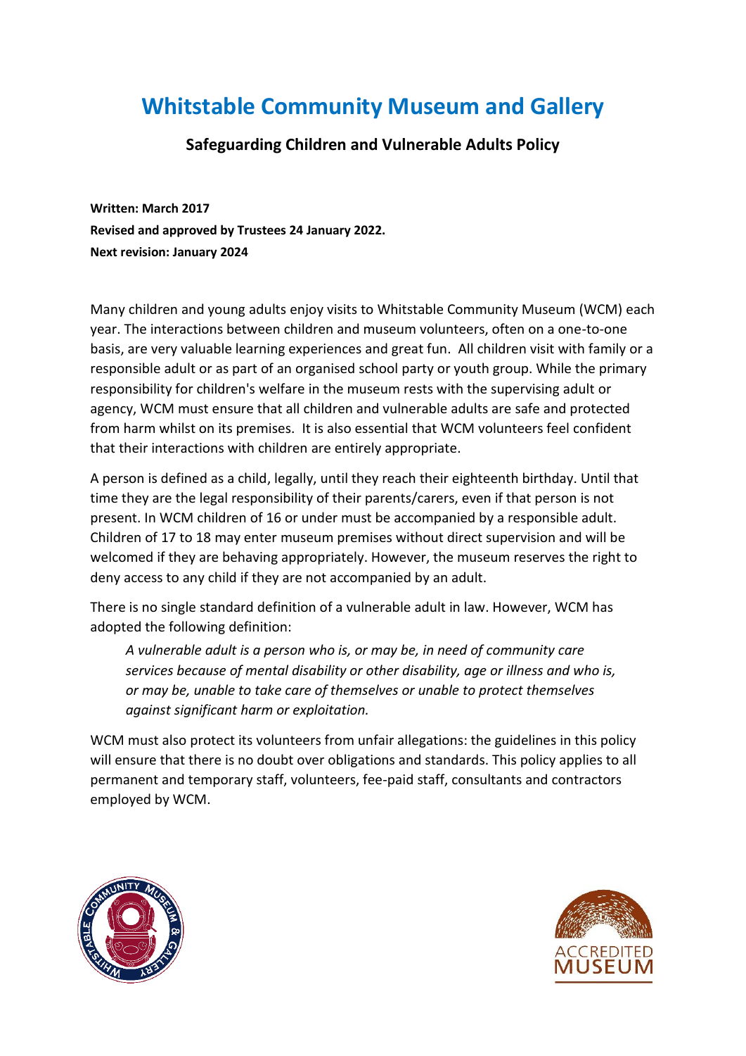# Whitstable Community Museum and Gallery

## Safeguarding Children and Vulnerable Adults Policy

**Written: March 2017**
**Revised and approved by Trustees 24 January 2022.**
**Next revision: January 2024**

Many children and young adults enjoy visits to Whitstable Community Museum (WCM) each year. The interactions between children and museum volunteers, often on a one-to-one basis, are very valuable learning experiences and great fun. All children visit with family or a responsible adult or as part of an organised school party or youth group. While the primary responsibility for children's welfare in the museum rests with the supervising adult or agency, WCM must ensure that all children and vulnerable adults are safe and protected from harm whilst on its premises. It is also essential that WCM volunteers feel confident that their interactions with children are entirely appropriate.

A person is defined as a child, legally, until they reach their eighteenth birthday. Until that time they are the legal responsibility of their parents/carers, even if that person is not present. In WCM children of 16 or under must be accompanied by a responsible adult. Children of 17 to 18 may enter museum premises without direct supervision and will be welcomed if they are behaving appropriately. However, the museum reserves the right to deny access to any child if they are not accompanied by an adult.

There is no single standard definition of a vulnerable adult in law. However, WCM has adopted the following definition:

> *A vulnerable adult is a person who is, or may be, in need of community care services because of mental disability or other disability, age or illness and who is, or may be, unable to take care of themselves or unable to protect themselves against significant harm or exploitation.*

WCM must also protect its volunteers from unfair allegations: the guidelines in this policy will ensure that there is no doubt over obligations and standards. This policy applies to all permanent and temporary staff, volunteers, fee-paid staff, consultants and contractors employed by WCM.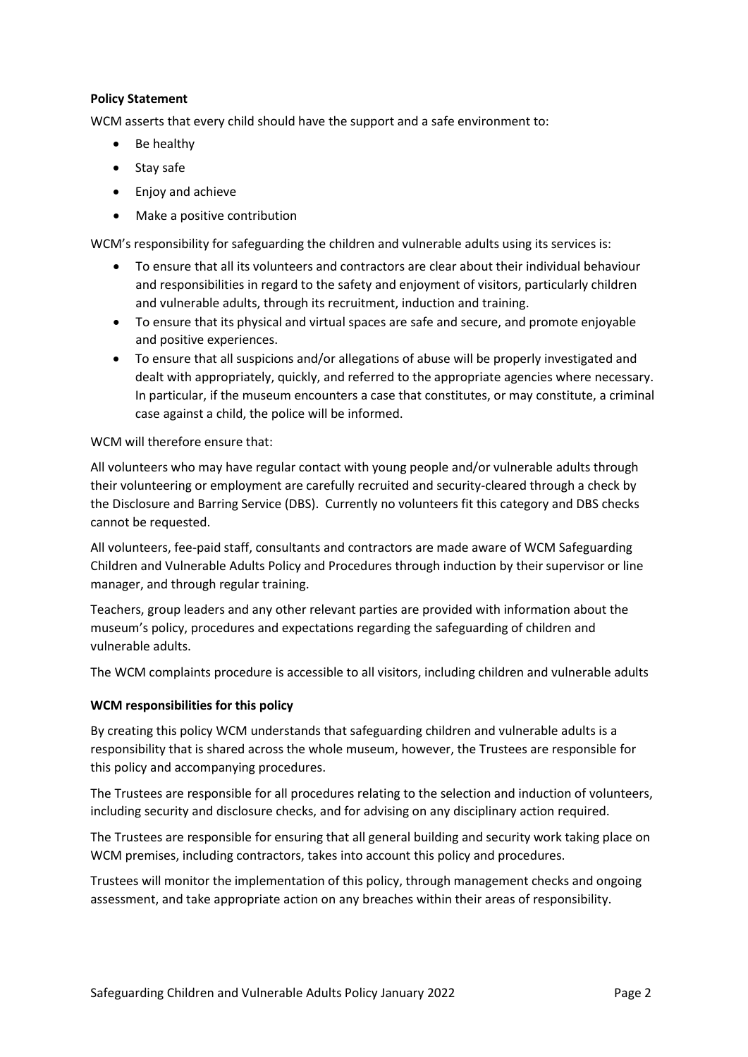**Policy Statement**

WCM asserts that every child should have the support and a safe environment to:

- Be healthy
- Stay safe
- Enjoy and achieve
- Make a positive contribution

WCM's responsibility for safeguarding the children and vulnerable adults using its services is:

- To ensure that all its volunteers and contractors are clear about their individual behaviour and responsibilities in regard to the safety and enjoyment of visitors, particularly children and vulnerable adults, through its recruitment, induction and training.
- To ensure that its physical and virtual spaces are safe and secure, and promote enjoyable and positive experiences.
- To ensure that all suspicions and/or allegations of abuse will be properly investigated and dealt with appropriately, quickly, and referred to the appropriate agencies where necessary. In particular, if the museum encounters a case that constitutes, or may constitute, a criminal case against a child, the police will be informed.

WCM will therefore ensure that:

All volunteers who may have regular contact with young people and/or vulnerable adults through their volunteering or employment are carefully recruited and security-cleared through a check by the Disclosure and Barring Service (DBS). Currently no volunteers fit this category and DBS checks cannot be requested.

All volunteers, fee-paid staff, consultants and contractors are made aware of WCM Safeguarding Children and Vulnerable Adults Policy and Procedures through induction by their supervisor or line manager, and through regular training.

Teachers, group leaders and any other relevant parties are provided with information about the museum's policy, procedures and expectations regarding the safeguarding of children and vulnerable adults.

The WCM complaints procedure is accessible to all visitors, including children and vulnerable adults

**WCM responsibilities for this policy**

By creating this policy WCM understands that safeguarding children and vulnerable adults is a responsibility that is shared across the whole museum, however, the Trustees are responsible for this policy and accompanying procedures.

The Trustees are responsible for all procedures relating to the selection and induction of volunteers, including security and disclosure checks, and for advising on any disciplinary action required.

The Trustees are responsible for ensuring that all general building and security work taking place on WCM premises, including contractors, takes into account this policy and procedures.

Trustees will monitor the implementation of this policy, through management checks and ongoing assessment, and take appropriate action on any breaches within their areas of responsibility.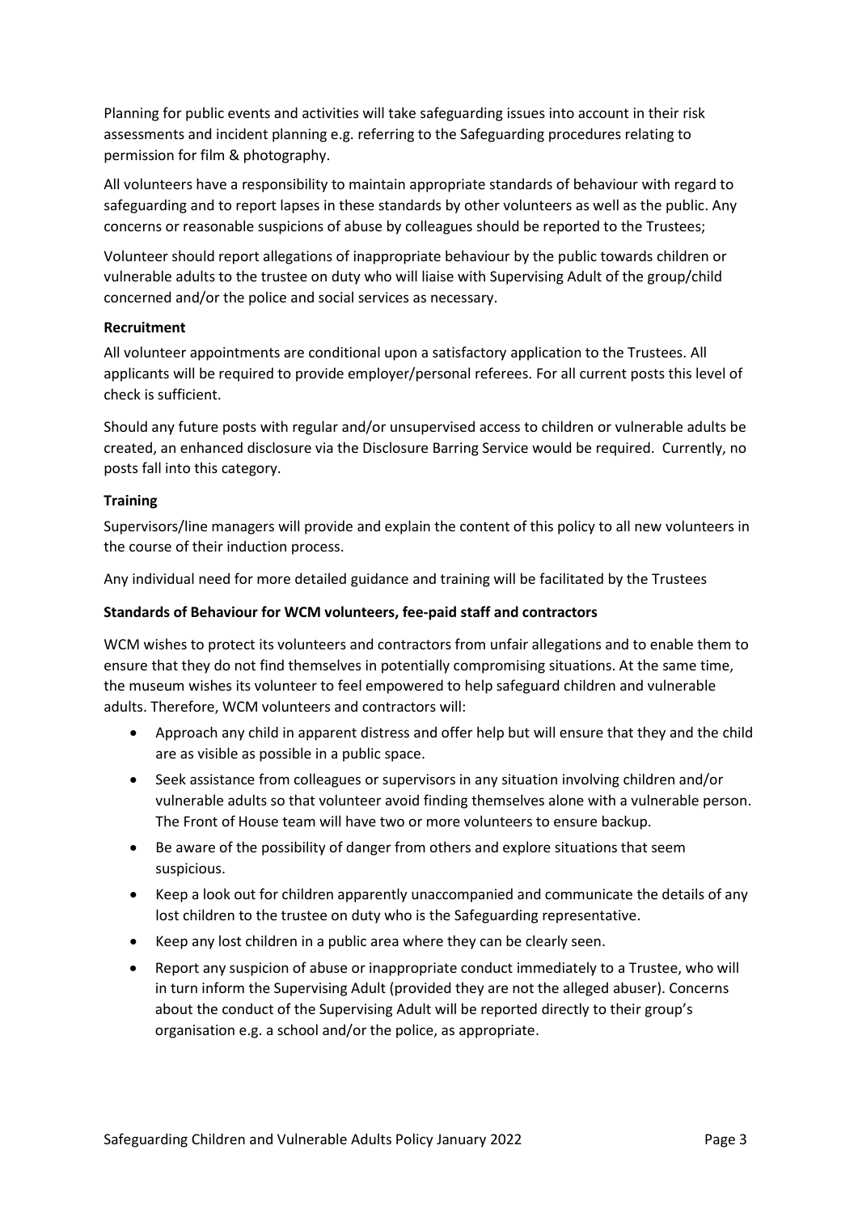Planning for public events and activities will take safeguarding issues into account in their risk assessments and incident planning e.g. referring to the Safeguarding procedures relating to permission for film & photography.

All volunteers have a responsibility to maintain appropriate standards of behaviour with regard to safeguarding and to report lapses in these standards by other volunteers as well as the public. Any concerns or reasonable suspicions of abuse by colleagues should be reported to the Trustees;

Volunteer should report allegations of inappropriate behaviour by the public towards children or vulnerable adults to the trustee on duty who will liaise with Supervising Adult of the group/child concerned and/or the police and social services as necessary.

**Recruitment**

All volunteer appointments are conditional upon a satisfactory application to the Trustees. All applicants will be required to provide employer/personal referees. For all current posts this level of check is sufficient.

Should any future posts with regular and/or unsupervised access to children or vulnerable adults be created, an enhanced disclosure via the Disclosure Barring Service would be required. Currently, no posts fall into this category.

**Training**

Supervisors/line managers will provide and explain the content of this policy to all new volunteers in the course of their induction process.

Any individual need for more detailed guidance and training will be facilitated by the Trustees

**Standards of Behaviour for WCM volunteers, fee-paid staff and contractors**

WCM wishes to protect its volunteers and contractors from unfair allegations and to enable them to ensure that they do not find themselves in potentially compromising situations. At the same time, the museum wishes its volunteer to feel empowered to help safeguard children and vulnerable adults. Therefore, WCM volunteers and contractors will:

- Approach any child in apparent distress and offer help but will ensure that they and the child are as visible as possible in a public space.
- Seek assistance from colleagues or supervisors in any situation involving children and/or vulnerable adults so that volunteer avoid finding themselves alone with a vulnerable person. The Front of House team will have two or more volunteers to ensure backup.
- Be aware of the possibility of danger from others and explore situations that seem suspicious.
- Keep a look out for children apparently unaccompanied and communicate the details of any lost children to the trustee on duty who is the Safeguarding representative.
- Keep any lost children in a public area where they can be clearly seen.
- Report any suspicion of abuse or inappropriate conduct immediately to a Trustee, who will in turn inform the Supervising Adult (provided they are not the alleged abuser). Concerns about the conduct of the Supervising Adult will be reported directly to their group's organisation e.g. a school and/or the police, as appropriate.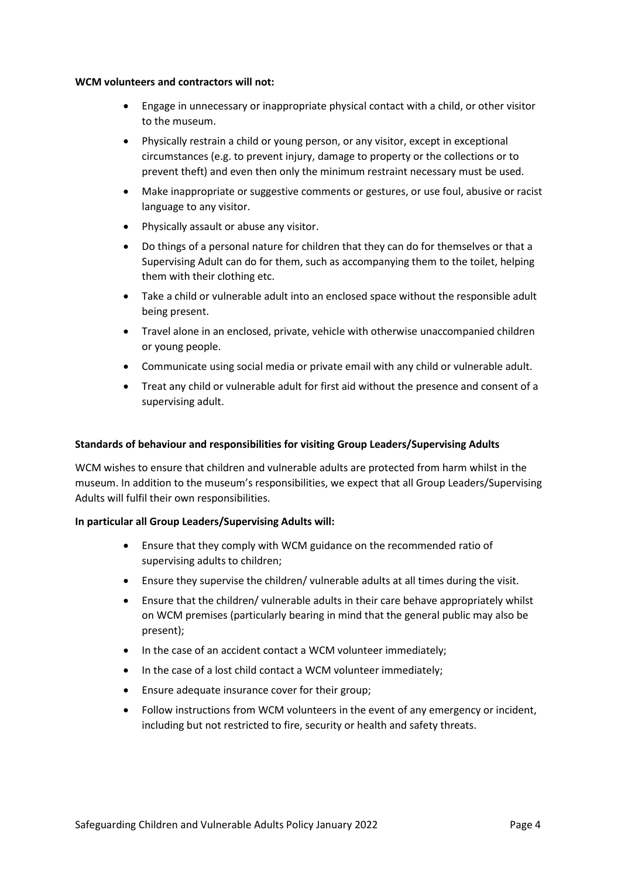**WCM volunteers and contractors will not:**

- Engage in unnecessary or inappropriate physical contact with a child, or other visitor to the museum.
- Physically restrain a child or young person, or any visitor, except in exceptional circumstances (e.g. to prevent injury, damage to property or the collections or to prevent theft) and even then only the minimum restraint necessary must be used.
- Make inappropriate or suggestive comments or gestures, or use foul, abusive or racist language to any visitor.
- Physically assault or abuse any visitor.
- Do things of a personal nature for children that they can do for themselves or that a Supervising Adult can do for them, such as accompanying them to the toilet, helping them with their clothing etc.
- Take a child or vulnerable adult into an enclosed space without the responsible adult being present.
- Travel alone in an enclosed, private, vehicle with otherwise unaccompanied children or young people.
- Communicate using social media or private email with any child or vulnerable adult.
- Treat any child or vulnerable adult for first aid without the presence and consent of a supervising adult.

**Standards of behaviour and responsibilities for visiting Group Leaders/Supervising Adults**

WCM wishes to ensure that children and vulnerable adults are protected from harm whilst in the museum. In addition to the museum's responsibilities, we expect that all Group Leaders/Supervising Adults will fulfil their own responsibilities.

**In particular all Group Leaders/Supervising Adults will:**

- Ensure that they comply with WCM guidance on the recommended ratio of supervising adults to children;
- Ensure they supervise the children/ vulnerable adults at all times during the visit.
- Ensure that the children/ vulnerable adults in their care behave appropriately whilst on WCM premises (particularly bearing in mind that the general public may also be present);
- In the case of an accident contact a WCM volunteer immediately;
- In the case of a lost child contact a WCM volunteer immediately;
- Ensure adequate insurance cover for their group;
- Follow instructions from WCM volunteers in the event of any emergency or incident, including but not restricted to fire, security or health and safety threats.